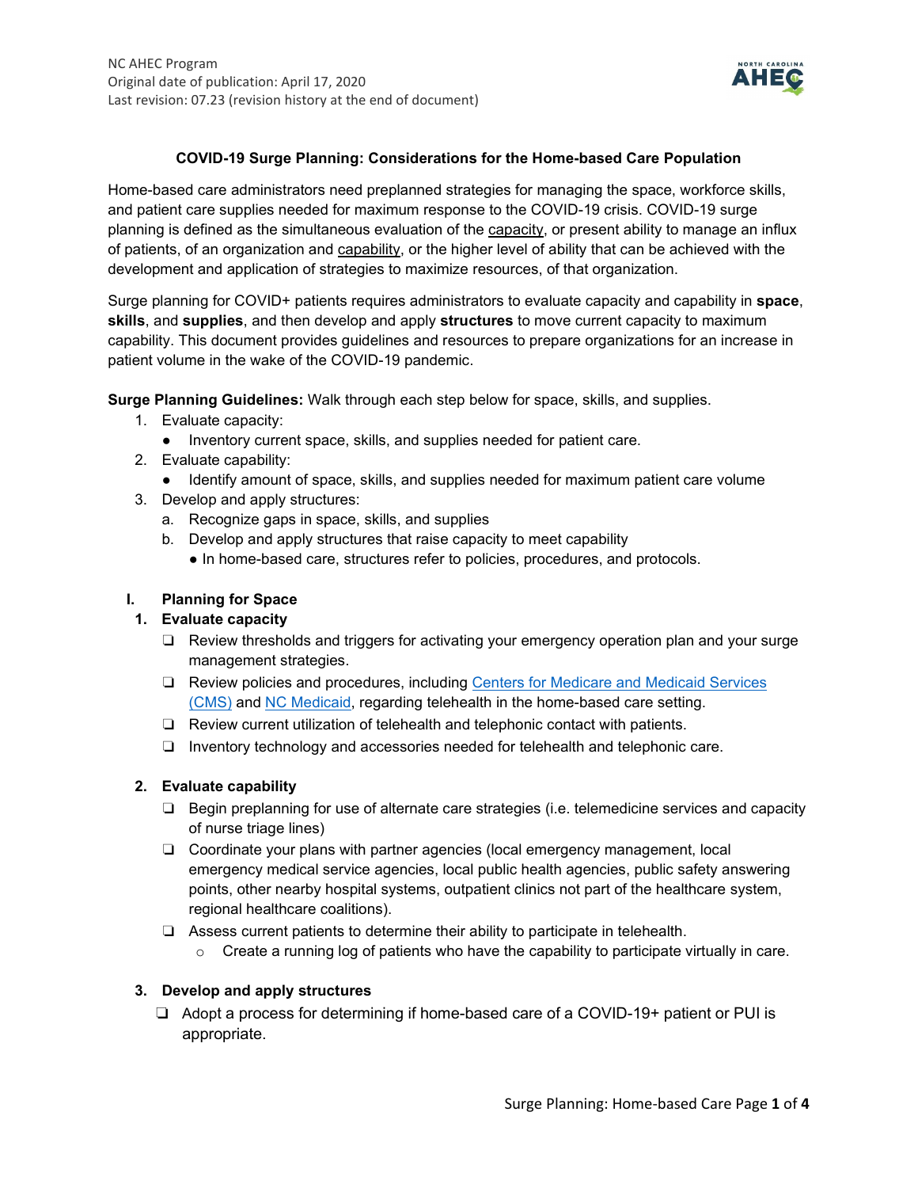NC AHEC Program
Original date of publication: April 17, 2020
Last revision: 07.23 (revision history at the end of document)

# COVID-19 Surge Planning: Considerations for the Home-based Care Population

Home-based care administrators need preplanned strategies for managing the space, workforce skills, and patient care supplies needed for maximum response to the COVID-19 crisis. COVID-19 surge planning is defined as the simultaneous evaluation of the <u>capacity</u>, or present ability to manage an influx of patients, of an organization and <u>capability</u>, or the higher level of ability that can be achieved with the development and application of strategies to maximize resources, of that organization.

Surge planning for COVID+ patients requires administrators to evaluate capacity and capability in **space**, **skills**, and **supplies**, and then develop and apply **structures** to move current capacity to maximum capability. This document provides guidelines and resources to prepare organizations for an increase in patient volume in the wake of the COVID-19 pandemic.

**Surge Planning Guidelines:** Walk through each step below for space, skills, and supplies.

1. Evaluate capacity:
   - Inventory current space, skills, and supplies needed for patient care.
2. Evaluate capability:
   - Identify amount of space, skills, and supplies needed for maximum patient care volume
3. Develop and apply structures:
   a. Recognize gaps in space, skills, and supplies
   b. Develop and apply structures that raise capacity to meet capability
      - In home-based care, structures refer to policies, procedures, and protocols.

## I. Planning for Space

### 1. Evaluate capacity

- ❏ Review thresholds and triggers for activating your emergency operation plan and your surge management strategies.
- ❏ Review policies and procedures, including Centers for Medicare and Medicaid Services (CMS) and NC Medicaid, regarding telehealth in the home-based care setting.
- ❏ Review current utilization of telehealth and telephonic contact with patients.
- ❏ Inventory technology and accessories needed for telehealth and telephonic care.

### 2. Evaluate capability

- ❏ Begin preplanning for use of alternate care strategies (i.e. telemedicine services and capacity of nurse triage lines)
- ❏ Coordinate your plans with partner agencies (local emergency management, local emergency medical service agencies, local public health agencies, public safety answering points, other nearby hospital systems, outpatient clinics not part of the healthcare system, regional healthcare coalitions).
- ❏ Assess current patients to determine their ability to participate in telehealth.
  - Create a running log of patients who have the capability to participate virtually in care.

### 3. Develop and apply structures

- ❏ Adopt a process for determining if home-based care of a COVID-19+ patient or PUI is appropriate.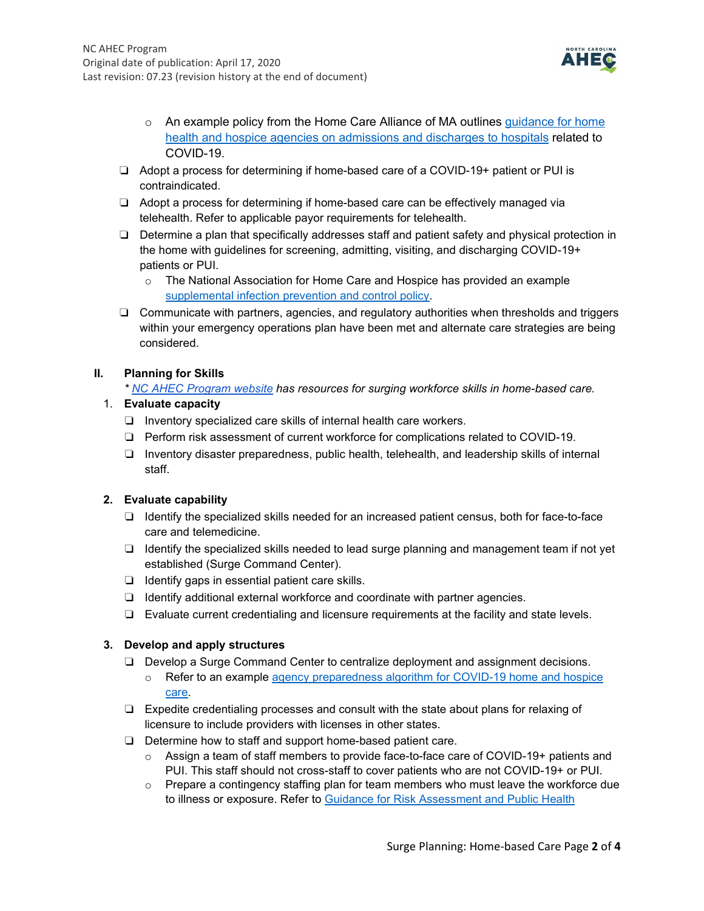- An example policy from the Home Care Alliance of MA outlines guidance for home health and hospice agencies on admissions and discharges to hospitals related to COVID-19.

- ❑ Adopt a process for determining if home-based care of a COVID-19+ patient or PUI is contraindicated.
- ❑ Adopt a process for determining if home-based care can be effectively managed via telehealth. Refer to applicable payor requirements for telehealth.
- ❑ Determine a plan that specifically addresses staff and patient safety and physical protection in the home with guidelines for screening, admitting, visiting, and discharging COVID-19+ patients or PUI.
  - The National Association for Home Care and Hospice has provided an example supplemental infection prevention and control policy.
- ❑ Communicate with partners, agencies, and regulatory authorities when thresholds and triggers within your emergency operations plan have been met and alternate care strategies are being considered.

## II. Planning for Skills

*\* NC AHEC Program website has resources for surging workforce skills in home-based care.*

### 1. Evaluate capacity

- ❑ Inventory specialized care skills of internal health care workers.
- ❑ Perform risk assessment of current workforce for complications related to COVID-19.
- ❑ Inventory disaster preparedness, public health, telehealth, and leadership skills of internal staff.

### 2. Evaluate capability

- ❑ Identify the specialized skills needed for an increased patient census, both for face-to-face care and telemedicine.
- ❑ Identify the specialized skills needed to lead surge planning and management team if not yet established (Surge Command Center).
- ❑ Identify gaps in essential patient care skills.
- ❑ Identify additional external workforce and coordinate with partner agencies.
- ❑ Evaluate current credentialing and licensure requirements at the facility and state levels.

### 3. Develop and apply structures

- ❑ Develop a Surge Command Center to centralize deployment and assignment decisions.
  - Refer to an example agency preparedness algorithm for COVID-19 home and hospice care.
- ❑ Expedite credentialing processes and consult with the state about plans for relaxing of licensure to include providers with licenses in other states.
- ❑ Determine how to staff and support home-based patient care.
  - Assign a team of staff members to provide face-to-face care of COVID-19+ patients and PUI. This staff should not cross-staff to cover patients who are not COVID-19+ or PUI.
  - Prepare a contingency staffing plan for team members who must leave the workforce due to illness or exposure. Refer to Guidance for Risk Assessment and Public Health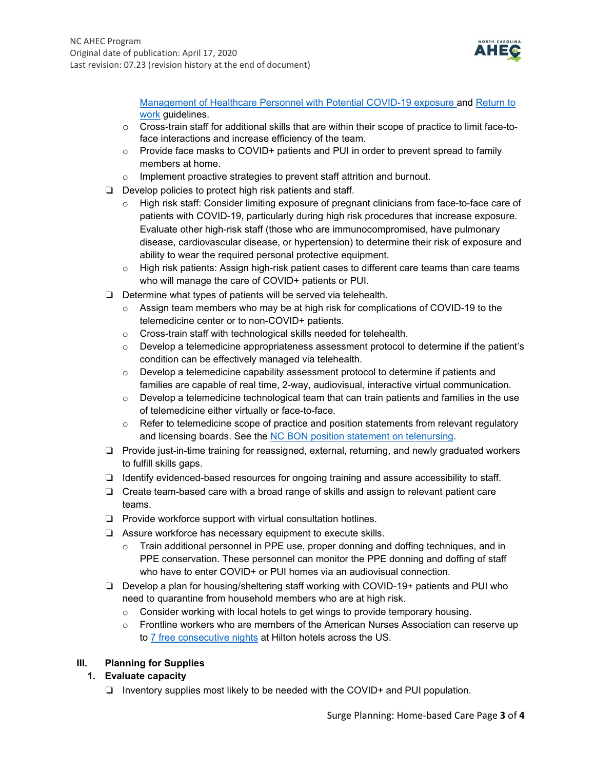[Management of Healthcare Personnel with Potential COVID-19 exposure](#) and [Return to work](#) guidelines.
   - Cross-train staff for additional skills that are within their scope of practice to limit face-to-face interactions and increase efficiency of the team.
   - Provide face masks to COVID+ patients and PUI in order to prevent spread to family members at home.
   - Implement proactive strategies to prevent staff attrition and burnout.
- ❑ Develop policies to protect high risk patients and staff.
   - High risk staff: Consider limiting exposure of pregnant clinicians from face-to-face care of patients with COVID-19, particularly during high risk procedures that increase exposure. Evaluate other high-risk staff (those who are immunocompromised, have pulmonary disease, cardiovascular disease, or hypertension) to determine their risk of exposure and ability to wear the required personal protective equipment.
   - High risk patients: Assign high-risk patient cases to different care teams than care teams who will manage the care of COVID+ patients or PUI.
- ❑ Determine what types of patients will be served via telehealth.
   - Assign team members who may be at high risk for complications of COVID-19 to the telemedicine center or to non-COVID+ patients.
   - Cross-train staff with technological skills needed for telehealth.
   - Develop a telemedicine appropriateness assessment protocol to determine if the patient's condition can be effectively managed via telehealth.
   - Develop a telemedicine capability assessment protocol to determine if patients and families are capable of real time, 2-way, audiovisual, interactive virtual communication.
   - Develop a telemedicine technological team that can train patients and families in the use of telemedicine either virtually or face-to-face.
   - Refer to telemedicine scope of practice and position statements from relevant regulatory and licensing boards. See the [NC BON position statement on telenursing](#).
- ❑ Provide just-in-time training for reassigned, external, returning, and newly graduated workers to fulfill skills gaps.
- ❑ Identify evidenced-based resources for ongoing training and assure accessibility to staff.
- ❑ Create team-based care with a broad range of skills and assign to relevant patient care teams.
- ❑ Provide workforce support with virtual consultation hotlines.
- ❑ Assure workforce has necessary equipment to execute skills.
   - Train additional personnel in PPE use, proper donning and doffing techniques, and in PPE conservation. These personnel can monitor the PPE donning and doffing of staff who have to enter COVID+ or PUI homes via an audiovisual connection.
- ❑ Develop a plan for housing/sheltering staff working with COVID-19+ patients and PUI who need to quarantine from household members who are at high risk.
   - Consider working with local hotels to get wings to provide temporary housing.
   - Frontline workers who are members of the American Nurses Association can reserve up to [7 free consecutive nights](#) at Hilton hotels across the US.

## III. Planning for Supplies

### 1. Evaluate capacity

- ❑ Inventory supplies most likely to be needed with the COVID+ and PUI population.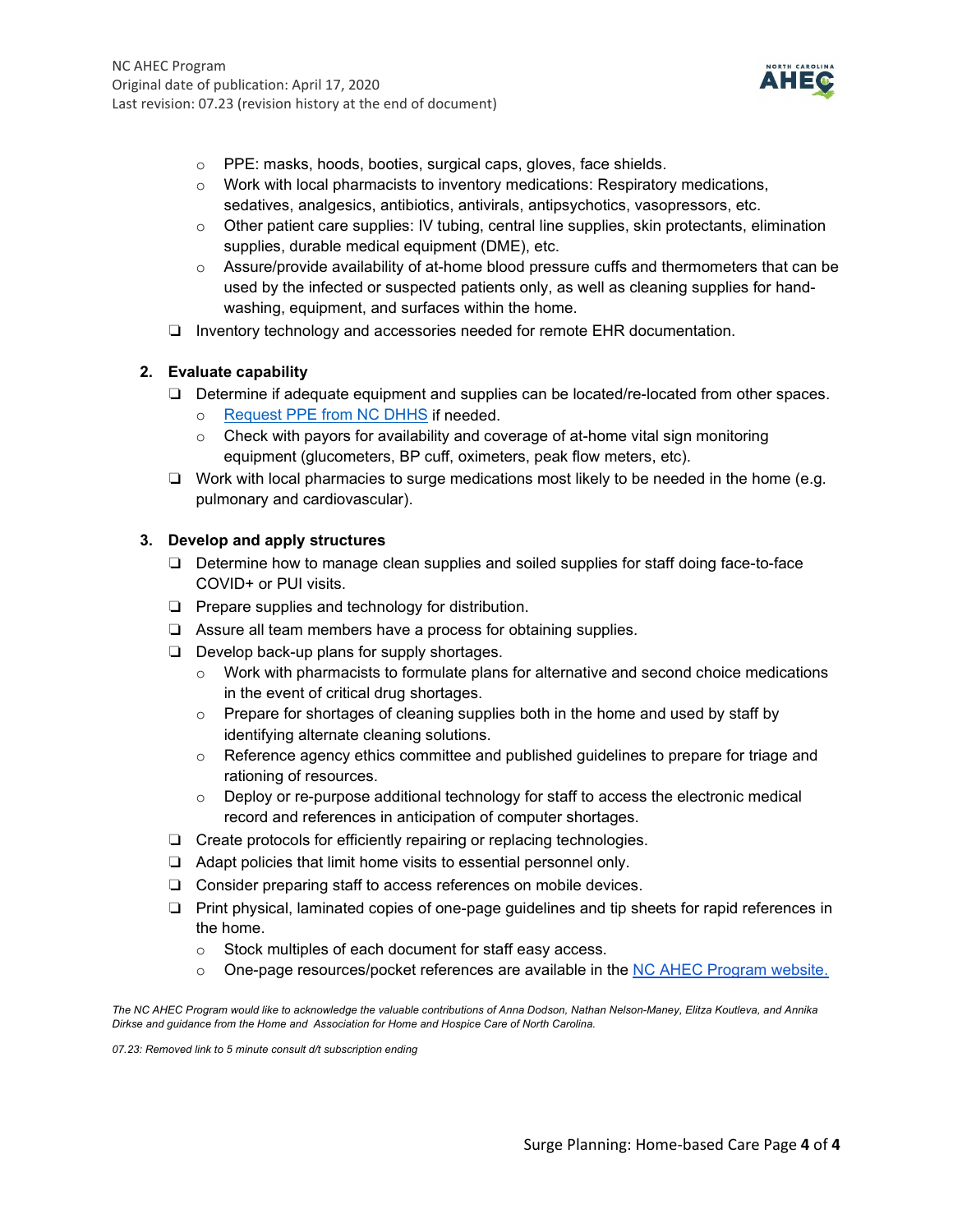- PPE: masks, hoods, booties, surgical caps, gloves, face shields.
  - Work with local pharmacists to inventory medications: Respiratory medications, sedatives, analgesics, antibiotics, antivirals, antipsychotics, vasopressors, etc.
  - Other patient care supplies: IV tubing, central line supplies, skin protectants, elimination supplies, durable medical equipment (DME), etc.
  - Assure/provide availability of at-home blood pressure cuffs and thermometers that can be used by the infected or suspected patients only, as well as cleaning supplies for hand-washing, equipment, and surfaces within the home.
- ❑ Inventory technology and accessories needed for remote EHR documentation.

**2. Evaluate capability**

- ❑ Determine if adequate equipment and supplies can be located/re-located from other spaces.
  - Request PPE from NC DHHS if needed.
  - Check with payors for availability and coverage of at-home vital sign monitoring equipment (glucometers, BP cuff, oximeters, peak flow meters, etc).
- ❑ Work with local pharmacies to surge medications most likely to be needed in the home (e.g. pulmonary and cardiovascular).

**3. Develop and apply structures**

- ❑ Determine how to manage clean supplies and soiled supplies for staff doing face-to-face COVID+ or PUI visits.
- ❑ Prepare supplies and technology for distribution.
- ❑ Assure all team members have a process for obtaining supplies.
- ❑ Develop back-up plans for supply shortages.
  - Work with pharmacists to formulate plans for alternative and second choice medications in the event of critical drug shortages.
  - Prepare for shortages of cleaning supplies both in the home and used by staff by identifying alternate cleaning solutions.
  - Reference agency ethics committee and published guidelines to prepare for triage and rationing of resources.
  - Deploy or re-purpose additional technology for staff to access the electronic medical record and references in anticipation of computer shortages.
- ❑ Create protocols for efficiently repairing or replacing technologies.
- ❑ Adapt policies that limit home visits to essential personnel only.
- ❑ Consider preparing staff to access references on mobile devices.
- ❑ Print physical, laminated copies of one-page guidelines and tip sheets for rapid references in the home.
  - Stock multiples of each document for staff easy access.
  - One-page resources/pocket references are available in the NC AHEC Program website.

*The NC AHEC Program would like to acknowledge the valuable contributions of Anna Dodson, Nathan Nelson-Maney, Elitza Koutleva, and Annika Dirkse and guidance from the Home and Association for Home and Hospice Care of North Carolina.*

*07.23: Removed link to 5 minute consult d/t subscription ending*